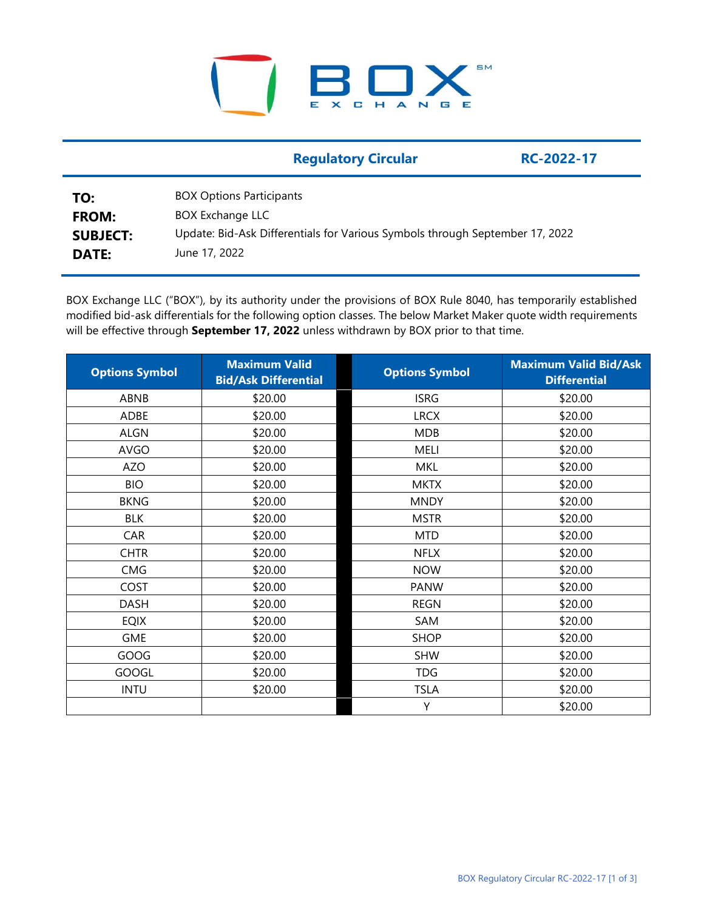**Regulatory Circular** **RC-2022-17**

**TO:** BOX Options Participants
**FROM:** BOX Exchange LLC
**SUBJECT:** Update: Bid-Ask Differentials for Various Symbols through September 17, 2022
**DATE:** June 17, 2022

BOX Exchange LLC ("BOX"), by its authority under the provisions of BOX Rule 8040, has temporarily established modified bid-ask differentials for the following option classes. The below Market Maker quote width requirements will be effective through **September 17, 2022** unless withdrawn by BOX prior to that time.

| Options Symbol | Maximum Valid Bid/Ask Differential | Options Symbol | Maximum Valid Bid/Ask Differential |
|---|---|---|---|
| ABNB | $20.00 | ISRG | $20.00 |
| ADBE | $20.00 | LRCX | $20.00 |
| ALGN | $20.00 | MDB | $20.00 |
| AVGO | $20.00 | MELI | $20.00 |
| AZO | $20.00 | MKL | $20.00 |
| BIO | $20.00 | MKTX | $20.00 |
| BKNG | $20.00 | MNDY | $20.00 |
| BLK | $20.00 | MSTR | $20.00 |
| CAR | $20.00 | MTD | $20.00 |
| CHTR | $20.00 | NFLX | $20.00 |
| CMG | $20.00 | NOW | $20.00 |
| COST | $20.00 | PANW | $20.00 |
| DASH | $20.00 | REGN | $20.00 |
| EQIX | $20.00 | SAM | $20.00 |
| GME | $20.00 | SHOP | $20.00 |
| GOOG | $20.00 | SHW | $20.00 |
| GOOGL | $20.00 | TDG | $20.00 |
| INTU | $20.00 | TSLA | $20.00 |
| | | Y | $20.00 |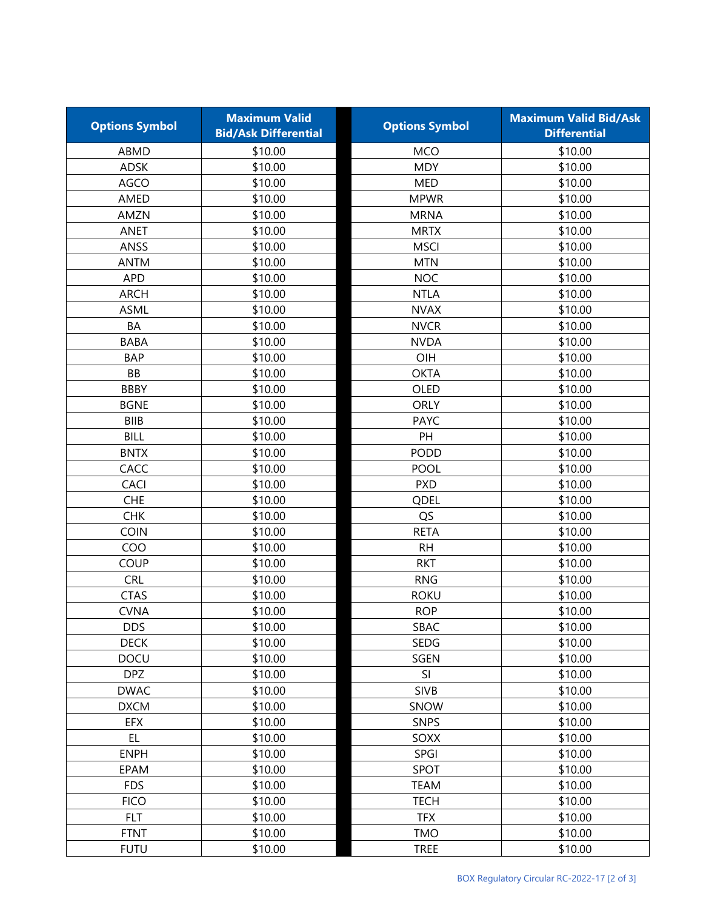| Options Symbol | Maximum Valid Bid/Ask Differential | Options Symbol | Maximum Valid Bid/Ask Differential |
|---|---|---|---|
| ABMD | $10.00 | MCO | $10.00 |
| ADSK | $10.00 | MDY | $10.00 |
| AGCO | $10.00 | MED | $10.00 |
| AMED | $10.00 | MPWR | $10.00 |
| AMZN | $10.00 | MRNA | $10.00 |
| ANET | $10.00 | MRTX | $10.00 |
| ANSS | $10.00 | MSCI | $10.00 |
| ANTM | $10.00 | MTN | $10.00 |
| APD | $10.00 | NOC | $10.00 |
| ARCH | $10.00 | NTLA | $10.00 |
| ASML | $10.00 | NVAX | $10.00 |
| BA | $10.00 | NVCR | $10.00 |
| BABA | $10.00 | NVDA | $10.00 |
| BAP | $10.00 | OIH | $10.00 |
| BB | $10.00 | OKTA | $10.00 |
| BBBY | $10.00 | OLED | $10.00 |
| BGNE | $10.00 | ORLY | $10.00 |
| BIIB | $10.00 | PAYC | $10.00 |
| BILL | $10.00 | PH | $10.00 |
| BNTX | $10.00 | PODD | $10.00 |
| CACC | $10.00 | POOL | $10.00 |
| CACI | $10.00 | PXD | $10.00 |
| CHE | $10.00 | QDEL | $10.00 |
| CHK | $10.00 | QS | $10.00 |
| COIN | $10.00 | RETA | $10.00 |
| COO | $10.00 | RH | $10.00 |
| COUP | $10.00 | RKT | $10.00 |
| CRL | $10.00 | RNG | $10.00 |
| CTAS | $10.00 | ROKU | $10.00 |
| CVNA | $10.00 | ROP | $10.00 |
| DDS | $10.00 | SBAC | $10.00 |
| DECK | $10.00 | SEDG | $10.00 |
| DOCU | $10.00 | SGEN | $10.00 |
| DPZ | $10.00 | SI | $10.00 |
| DWAC | $10.00 | SIVB | $10.00 |
| DXCM | $10.00 | SNOW | $10.00 |
| EFX | $10.00 | SNPS | $10.00 |
| EL | $10.00 | SOXX | $10.00 |
| ENPH | $10.00 | SPGI | $10.00 |
| EPAM | $10.00 | SPOT | $10.00 |
| FDS | $10.00 | TEAM | $10.00 |
| FICO | $10.00 | TECH | $10.00 |
| FLT | $10.00 | TFX | $10.00 |
| FTNT | $10.00 | TMO | $10.00 |
| FUTU | $10.00 | TREE | $10.00 |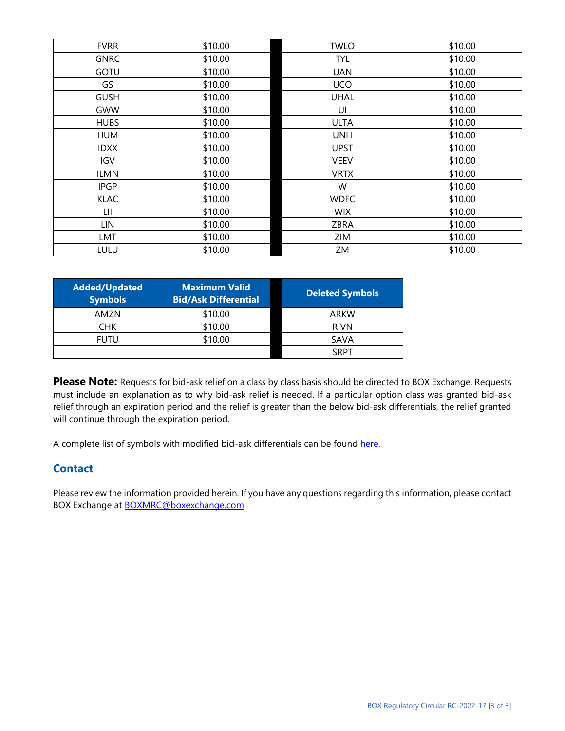| | | | | |
|---|---|---|---|---|
| FVRR | $10.00 | | TWLO | $10.00 |
| GNRC | $10.00 | | TYL | $10.00 |
| GOTU | $10.00 | | UAN | $10.00 |
| GS | $10.00 | | UCO | $10.00 |
| GUSH | $10.00 | | UHAL | $10.00 |
| GWW | $10.00 | | UI | $10.00 |
| HUBS | $10.00 | | ULTA | $10.00 |
| HUM | $10.00 | | UNH | $10.00 |
| IDXX | $10.00 | | UPST | $10.00 |
| IGV | $10.00 | | VEEV | $10.00 |
| ILMN | $10.00 | | VRTX | $10.00 |
| IPGP | $10.00 | | W | $10.00 |
| KLAC | $10.00 | | WDFC | $10.00 |
| LII | $10.00 | | WIX | $10.00 |
| LIN | $10.00 | | ZBRA | $10.00 |
| LMT | $10.00 | | ZIM | $10.00 |
| LULU | $10.00 | | ZM | $10.00 |

| Added/Updated Symbols | Maximum Valid Bid/Ask Differential | | Deleted Symbols |
|---|---|---|---|
| AMZN | $10.00 | | ARKW |
| CHK | $10.00 | | RIVN |
| FUTU | $10.00 | | SAVA |
| | | | SRPT |

**Please Note:** Requests for bid-ask relief on a class by class basis should be directed to BOX Exchange. Requests must include an explanation as to why bid-ask relief is needed. If a particular option class was granted bid-ask relief through an expiration period and the relief is greater than the below bid-ask differentials, the relief granted will continue through the expiration period.

A complete list of symbols with modified bid-ask differentials can be found here.

## Contact

Please review the information provided herein. If you have any questions regarding this information, please contact BOX Exchange at BOXMRC@boxexchange.com.